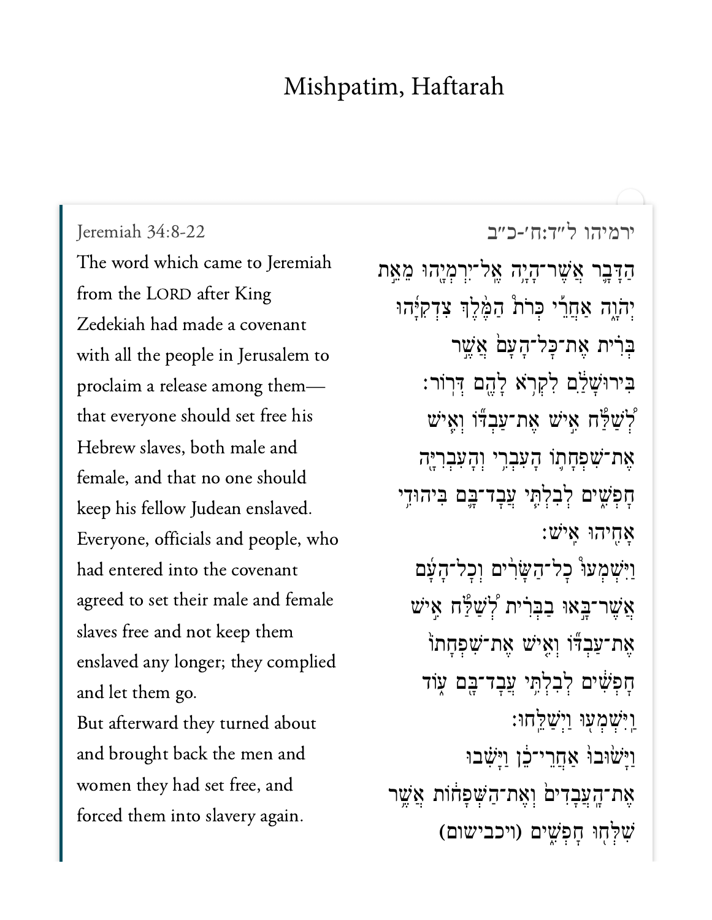# Mishpatim, Haftarah

Jeremiah 34:8-22

The word which came to Jeremiah from the LORD after King Zedekiah had made a covenant with all the people in Jerusalem to proclaim a release among them—that everyone should set free his Hebrew slaves, both male and female, and that no one should keep his fellow Judean enslaved. Everyone, officials and people, who had entered into the covenant agreed to set their male and female slaves free and not keep them enslaved any longer; they complied and let them go.

But afterward they turned about and brought back the men and women they had set free, and forced them into slavery again.

ירמיהו ל״ד:ח׳-כ״ב

הַדָּבָ֛ר אֲשֶׁר־הָיָ֥ה אֶֽל־יִרְמְיָ֖הוּ מֵאֵ֣ת יְהֹוָ֑ה אַחֲרֵ֡י כְּרֹת֩ הַמֶּ֨לֶךְ צִדְקִיָּ֜הוּ בְּרִ֗ית אֶת־כׇּל־הָעָם֙ אֲשֶׁ֣ר בִּירוּשָׁלַ֔͏ִם לִקְרֹ֥א לָהֶ֖ם דְּרֽוֹר׃ לְשַׁלַּ֞ח אִ֣ישׁ אֶת־עַבְדּ֗וֹ וְאִ֧ישׁ אֶת־שִׁפְחָת֛וֹ הָעִבְרִ֥י וְהָעִבְרִיָּ֖ה חׇפְשִׁ֑ים לְבִלְתִּ֧י עֲבׇד־בָּ֛ם בִּיהוּדִ֥י אָחִ֖יהוּ אִֽישׁ׃ וַיִּשְׁמְעוּ֙ כׇל־הַשָּׂרִ֣ים וְכׇל־הָעָ֗ם אֲשֶׁר־בָּ֣אוּ בַבְּרִ֔ית לְשַׁלַּ֞ח אִ֣ישׁ אֶת־עַבְדּ֗וֹ וְאִ֤ישׁ אֶת־שִׁפְחָתוֹ֙ חׇפְשִׁ֔ים לְבִלְתִּ֥י עֲבׇד־בָּ֖ם ע֑וֹד וַֽיִּשְׁמְע֖וּ וַיְשַׁלֵּֽחוּ׃ וַיָּשׁ֙וּבוּ֙ אַחֲרֵי־כֵ֔ן וַיָּשִׁ֗בוּ אֶת־הָֽעֲבָדִים֙ וְאֶת־הַשְּׁפָח֔וֹת אֲשֶׁ֥ר שִׁלְּח֖וּ חׇפְשִׁ֑ים (ויכבישום)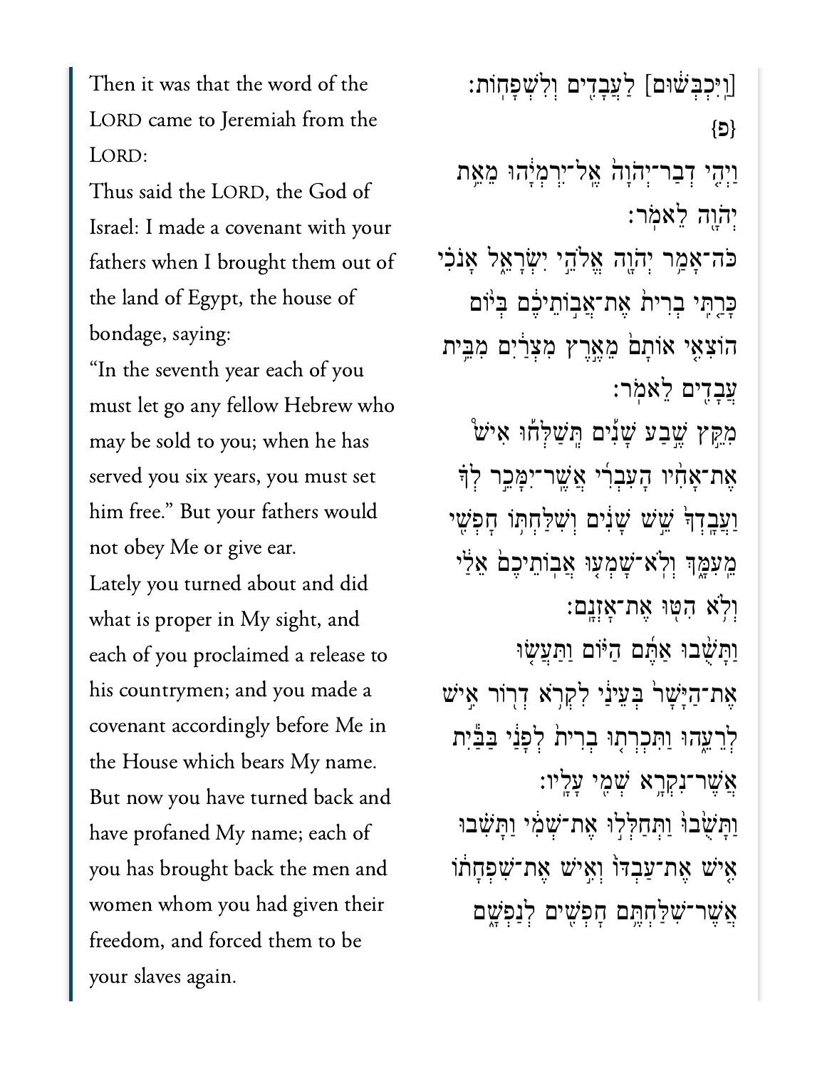Then it was that the word of the LORD came to Jeremiah from the LORD:

Thus said the LORD, the God of Israel: I made a covenant with your fathers when I brought them out of the land of Egypt, the house of bondage, saying:

"In the seventh year each of you must let go any fellow Hebrew who may be sold to you; when he has served you six years, you must set him free." But your fathers would not obey Me or give ear.

Lately you turned about and did what is proper in My sight, and each of you proclaimed a release to his countrymen; and you made a covenant accordingly before Me in the House which bears My name.

But now you have turned back and have profaned My name; each of you has brought back the men and women whom you had given their freedom, and forced them to be your slaves again.

[וַיִּכְבְּשׁוּם] לַעֲבָדִים וְלִשְׁפָחוֹת׃ {פ}

וַיְהִי דְבַר־יְהוָה אֶל־יִרְמְיָהוּ מֵאֵת יְהוָה לֵאמֹר׃

כֹּה־אָמַר יְהוָה אֱלֹהֵי יִשְׂרָאֵל אָנֹכִי כָּרַתִּי בְרִית אֶת־אֲבוֹתֵיכֶם בְּיוֹם הוֹצִאִי אוֹתָם מֵאֶרֶץ מִצְרַיִם מִבֵּית עֲבָדִים לֵאמֹר׃

מִקֵּץ שֶׁבַע שָׁנִים תְּשַׁלְּחוּ אִישׁ אֶת־אָחִיו הָעִבְרִי אֲשֶׁר־יִמָּכֵר לְךָ וַעֲבָדְךָ שֵׁשׁ שָׁנִים וְשִׁלַּחְתּוֹ חָפְשִׁי מֵעִמָּךְ וְלֹא־שָׁמְעוּ אֲבוֹתֵיכֶם אֵלַי וְלֹא הִטּוּ אֶת־אָזְנָם׃

וַתָּשֻׁבוּ אַתֶּם הַיּוֹם וַתַּעֲשׂוּ אֶת־הַיָּשָׁר בְּעֵינַי לִקְרֹא דְרוֹר אִישׁ לְרֵעֵהוּ וַתִּכְרְתוּ בְרִית לְפָנַי בַּבַּיִת אֲשֶׁר־נִקְרָא שְׁמִי עָלָיו׃

וַתָּשֻׁבוּ וַתְּחַלְּלוּ אֶת־שְׁמִי וַתָּשִׁבוּ אִישׁ אֶת־עַבְדּוֹ וְאִישׁ אֶת־שִׁפְחָתוֹ אֲשֶׁר־שִׁלַּחְתֶּם חָפְשִׁים לְנַפְשָׁם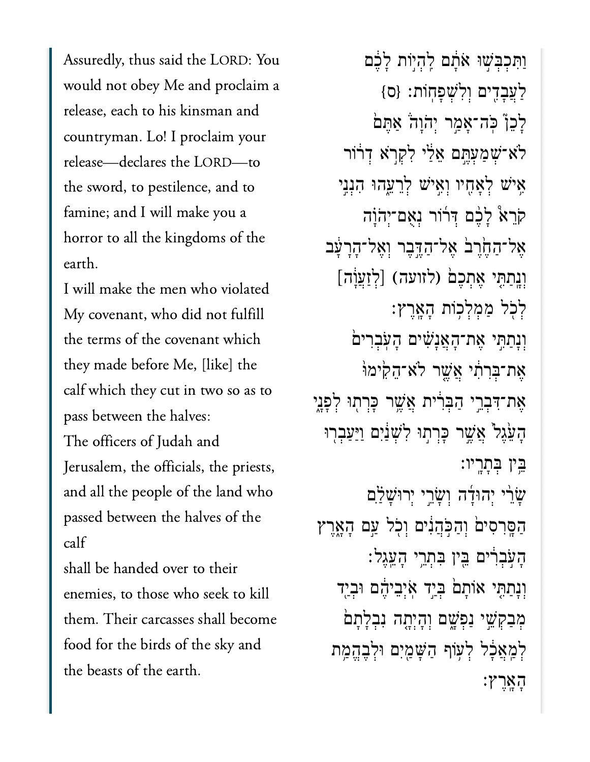Assuredly, thus said the LORD: You would not obey Me and proclaim a release, each to his kinsman and countryman. Lo! I proclaim your release—declares the LORD—to the sword, to pestilence, and to famine; and I will make you a horror to all the kingdoms of the earth.

I will make the men who violated My covenant, who did not fulfill the terms of the covenant which they made before Me, [like] the calf which they cut in two so as to pass between the halves:

The officers of Judah and Jerusalem, the officials, the priests, and all the people of the land who passed between the halves of the calf

shall be handed over to their enemies, to those who seek to kill them. Their carcasses shall become food for the birds of the sky and the beasts of the earth.

וַתִּכְבְּשׁוּ אֹתָם לִהְיוֹת לָכֶם לַעֲבָדִים וְלִשְׁפָחוֹת׃ {ס}

לָכֵן כֹּה־אָמַר יְהוָה אַתֶּם לֹא־שְׁמַעְתֶּם אֵלַי לִקְרֹא דְרוֹר אִישׁ לְאָחִיו וְאִישׁ לְרֵעֵהוּ הִנְנִי קֹרֵא לָכֶם דְּרוֹר נְאֻם־יְהוָה אֶל־הַחֶרֶב אֶל־הַדֶּבֶר וְאֶל־הָרָעָב וְנָתַתִּי אֶתְכֶם (לזועה) [לְזַעֲוָה] לְכֹל מַמְלְכוֹת הָאָרֶץ׃

וְנָתַתִּי אֶת־הָאֲנָשִׁים הָעֹבְרִים אֶת־בְּרִתִי אֲשֶׁר לֹא־הֵקִימוּ אֶת־דִּבְרֵי הַבְּרִית אֲשֶׁר כָּרְתוּ לְפָנָי הָעֵגֶל אֲשֶׁר כָּרְתוּ לִשְׁנַיִם וַיַּעַבְרוּ בֵּין בְּתָרָיו׃

שָׂרֵי יְהוּדָה וְשָׂרֵי יְרוּשָׁלַם הַסָּרִסִים וְהַכֹּהֲנִים וְכֹל עַם הָאָרֶץ הָעֹבְרִים בֵּין בִּתְרֵי הָעֵגֶל׃

וְנָתַתִּי אוֹתָם בְּיַד אֹיְבֵיהֶם וּבְיַד מְבַקְשֵׁי נַפְשָׁם וְהָיְתָה נִבְלָתָם לְמַאֲכָל לְעוֹף הַשָּׁמַיִם וּלְבֶהֱמַת הָאָרֶץ׃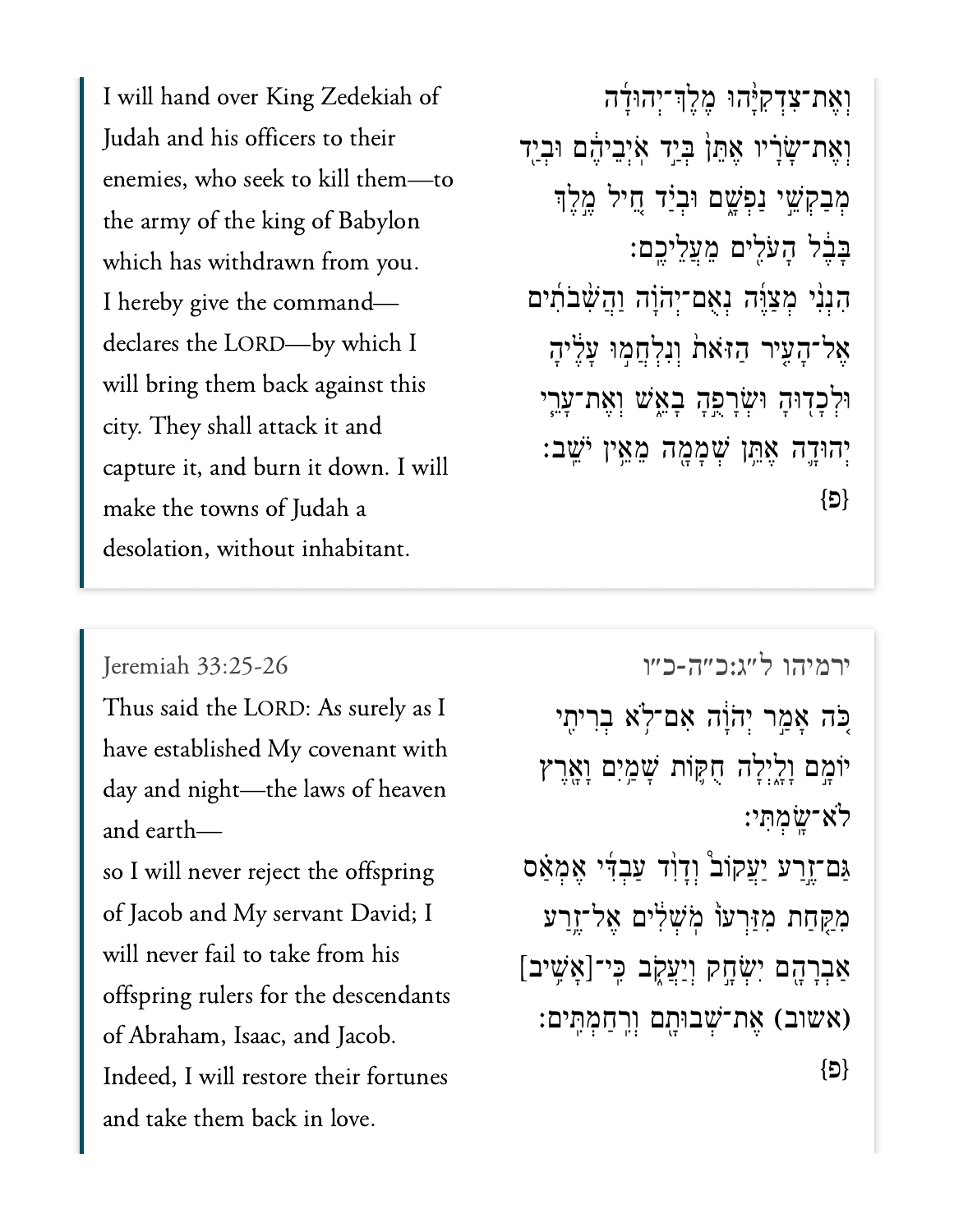וְאֶת־צִדְקִיָּ֨הוּ מֶֽלֶךְ־יְהוּדָ֜ה וְאֶת־שָׂרָ֗יו אֶתֵּן֙ בְּיַ֣ד אֹֽיְבֵיהֶ֔ם וּבְיַ֖ד מְבַקְשֵׁ֣י נַפְשָׁ֑ם וּבְיַד֙ חֵ֣יל מֶ֣לֶךְ בָּבֶ֔ל הָעֹלִ֖ים מֵעֲלֵיכֶֽם׃ הִנְנִ֣י מְצַוֶּ֣ה נְאֻם־יְהוָ֡ה וַהֲשִׁבֹתִ֞ים אֶל־הָעִ֣יר הַזֹּאת֮ וְנִלְחֲמ֣וּ עָלֶ֒יהָ֒ וּלְכָד֖וּהָ וּשְׂרָפֻ֣הָ בָאֵ֑שׁ וְאֶת־עָרֵ֧י יְהוּדָ֛ה אֶתֵּ֥ן שְׁמָמָ֖ה מֵאֵ֥ין יֹשֵֽׁב׃ {פ}

I will hand over King Zedekiah of Judah and his officers to their enemies, who seek to kill them—to the army of the king of Babylon which has withdrawn from you. I hereby give the command—declares the LORD—by which I will bring them back against this city. They shall attack it and capture it, and burn it down. I will make the towns of Judah a desolation, without inhabitant.

## Jeremiah 33:25-26

ירמיהו ל״ג:כ״ה-כ״ו

כֹּ֚ה אָמַ֣ר יְהוָ֔ה אִם־לֹ֥א בְרִיתִ֖י יוֹמָ֣ם וָלָ֑יְלָה חֻקּ֛וֹת שָׁמַ֥יִם וָאָ֖רֶץ לֹא־שָֽׂמְתִּי׃ גַּם־זֶ֣רַע יַעֲקוֹב֩ וְדָוִ֨ד עַבְדִּ֜י אֶמְאַ֗ס מִקַּ֤חַת מִזַּרְעוֹ֙ מֹֽשְׁלִ֔ים אֶל־זֶ֥רַע אַבְרָהָ֖ם יִשְׂחָ֣ק וְיַעֲקֹ֑ב כִּֽי־[אָשִׁ֥יב] (אשוב) אֶת־שְׁבוּתָ֖ם וְרִחַמְתִּֽים׃ {פ}

Thus said the LORD: As surely as I have established My covenant with day and night—the laws of heaven and earth—

so I will never reject the offspring of Jacob and My servant David; I will never fail to take from his offspring rulers for the descendants of Abraham, Isaac, and Jacob. Indeed, I will restore their fortunes and take them back in love.